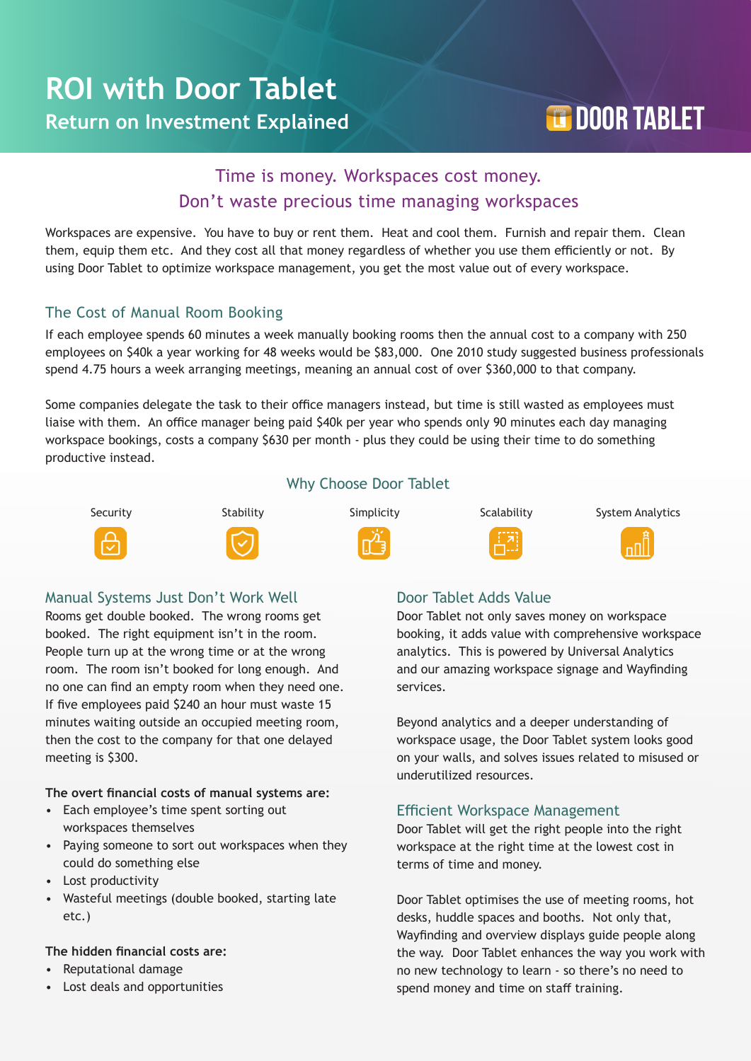# ROI with Door Tablet

## Return on Investment Explained

DOOR TABLET

### Time is money. Workspaces cost money.
### Don't waste precious time managing workspaces

Workspaces are expensive. You have to buy or rent them. Heat and cool them. Furnish and repair them. Clean them, equip them etc. And they cost all that money regardless of whether you use them efficiently or not. By using Door Tablet to optimize workspace management, you get the most value out of every workspace.

### The Cost of Manual Room Booking

If each employee spends 60 minutes a week manually booking rooms then the annual cost to a company with 250 employees on $40k a year working for 48 weeks would be $83,000. One 2010 study suggested business professionals spend 4.75 hours a week arranging meetings, meaning an annual cost of over $360,000 to that company.

Some companies delegate the task to their office managers instead, but time is still wasted as employees must liaise with them. An office manager being paid $40k per year who spends only 90 minutes each day managing workspace bookings, costs a company $630 per month - plus they could be using their time to do something productive instead.

### Why Choose Door Tablet

- Security
- Stability
- Simplicity
- Scalability
- System Analytics

### Manual Systems Just Don't Work Well

Rooms get double booked. The wrong rooms get booked. The right equipment isn't in the room. People turn up at the wrong time or at the wrong room. The room isn't booked for long enough. And no one can find an empty room when they need one. If five employees paid $240 an hour must waste 15 minutes waiting outside an occupied meeting room, then the cost to the company for that one delayed meeting is $300.

**The overt financial costs of manual systems are:**

- Each employee's time spent sorting out workspaces themselves
- Paying someone to sort out workspaces when they could do something else
- Lost productivity
- Wasteful meetings (double booked, starting late etc.)

**The hidden financial costs are:**

- Reputational damage
- Lost deals and opportunities

### Door Tablet Adds Value

Door Tablet not only saves money on workspace booking, it adds value with comprehensive workspace analytics. This is powered by Universal Analytics and our amazing workspace signage and Wayfinding services.

Beyond analytics and a deeper understanding of workspace usage, the Door Tablet system looks good on your walls, and solves issues related to misused or underutilized resources.

### Efficient Workspace Management

Door Tablet will get the right people into the right workspace at the right time at the lowest cost in terms of time and money.

Door Tablet optimises the use of meeting rooms, hot desks, huddle spaces and booths. Not only that, Wayfinding and overview displays guide people along the way. Door Tablet enhances the way you work with no new technology to learn - so there's no need to spend money and time on staff training.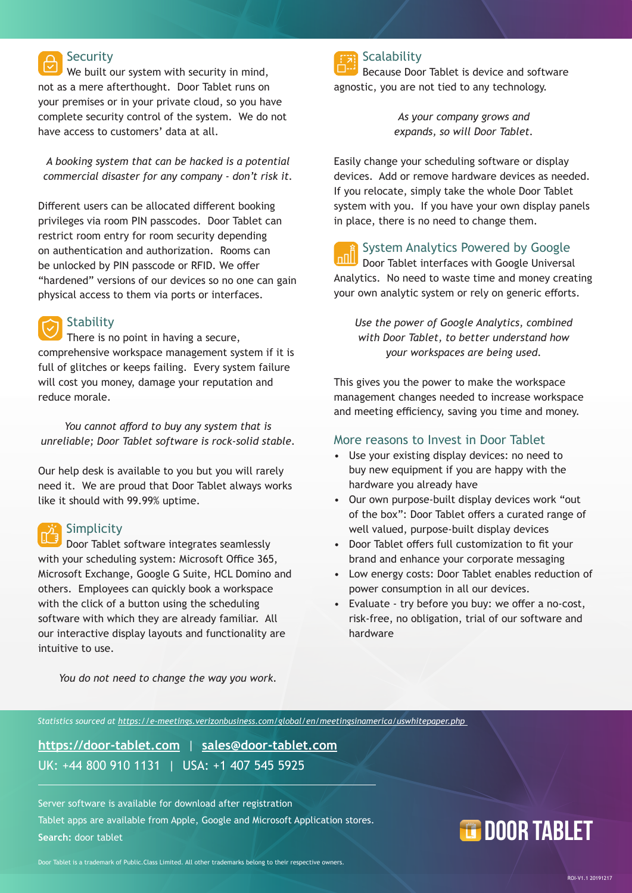## Security

We built our system with security in mind, not as a mere afterthought. Door Tablet runs on your premises or in your private cloud, so you have complete security control of the system. We do not have access to customers' data at all.

*A booking system that can be hacked is a potential commercial disaster for any company - don't risk it.*

Different users can be allocated different booking privileges via room PIN passcodes. Door Tablet can restrict room entry for room security depending on authentication and authorization. Rooms can be unlocked by PIN passcode or RFID. We offer "hardened" versions of our devices so no one can gain physical access to them via ports or interfaces.

## Stability

There is no point in having a secure, comprehensive workspace management system if it is full of glitches or keeps failing. Every system failure will cost you money, damage your reputation and reduce morale.

*You cannot afford to buy any system that is unreliable; Door Tablet software is rock-solid stable.*

Our help desk is available to you but you will rarely need it. We are proud that Door Tablet always works like it should with 99.99% uptime.

## Simplicity

Door Tablet software integrates seamlessly with your scheduling system: Microsoft Office 365, Microsoft Exchange, Google G Suite, HCL Domino and others. Employees can quickly book a workspace with the click of a button using the scheduling software with which they are already familiar. All our interactive display layouts and functionality are intuitive to use.

*You do not need to change the way you work.*

## Scalability

Because Door Tablet is device and software agnostic, you are not tied to any technology.

*As your company grows and expands, so will Door Tablet.*

Easily change your scheduling software or display devices. Add or remove hardware devices as needed. If you relocate, simply take the whole Door Tablet system with you. If you have your own display panels in place, there is no need to change them.

## System Analytics Powered by Google

Door Tablet interfaces with Google Universal Analytics. No need to waste time and money creating your own analytic system or rely on generic efforts.

*Use the power of Google Analytics, combined with Door Tablet, to better understand how your workspaces are being used.*

This gives you the power to make the workspace management changes needed to increase workspace and meeting efficiency, saving you time and money.

## More reasons to Invest in Door Tablet

- Use your existing display devices: no need to buy new equipment if you are happy with the hardware you already have
- Our own purpose-built display devices work "out of the box": Door Tablet offers a curated range of well valued, purpose-built display devices
- Door Tablet offers full customization to fit your brand and enhance your corporate messaging
- Low energy costs: Door Tablet enables reduction of power consumption in all our devices.
- Evaluate - try before you buy: we offer a no-cost, risk-free, no obligation, trial of our software and hardware

*Statistics sourced at https://e-meetings.verizonbusiness.com/global/en/meetingsinamerica/uswhitepaper.php*

**https://door-tablet.com** | **sales@door-tablet.com**

UK: +44 800 910 1131 | USA: +1 407 545 5925

Server software is available for download after registration

Tablet apps are available from Apple, Google and Microsoft Application stores.

**Search:** door tablet

DOOR TABLET

Door Tablet is a trademark of Public.Class Limited. All other trademarks belong to their respective owners.

ROI-V1.1 20191217